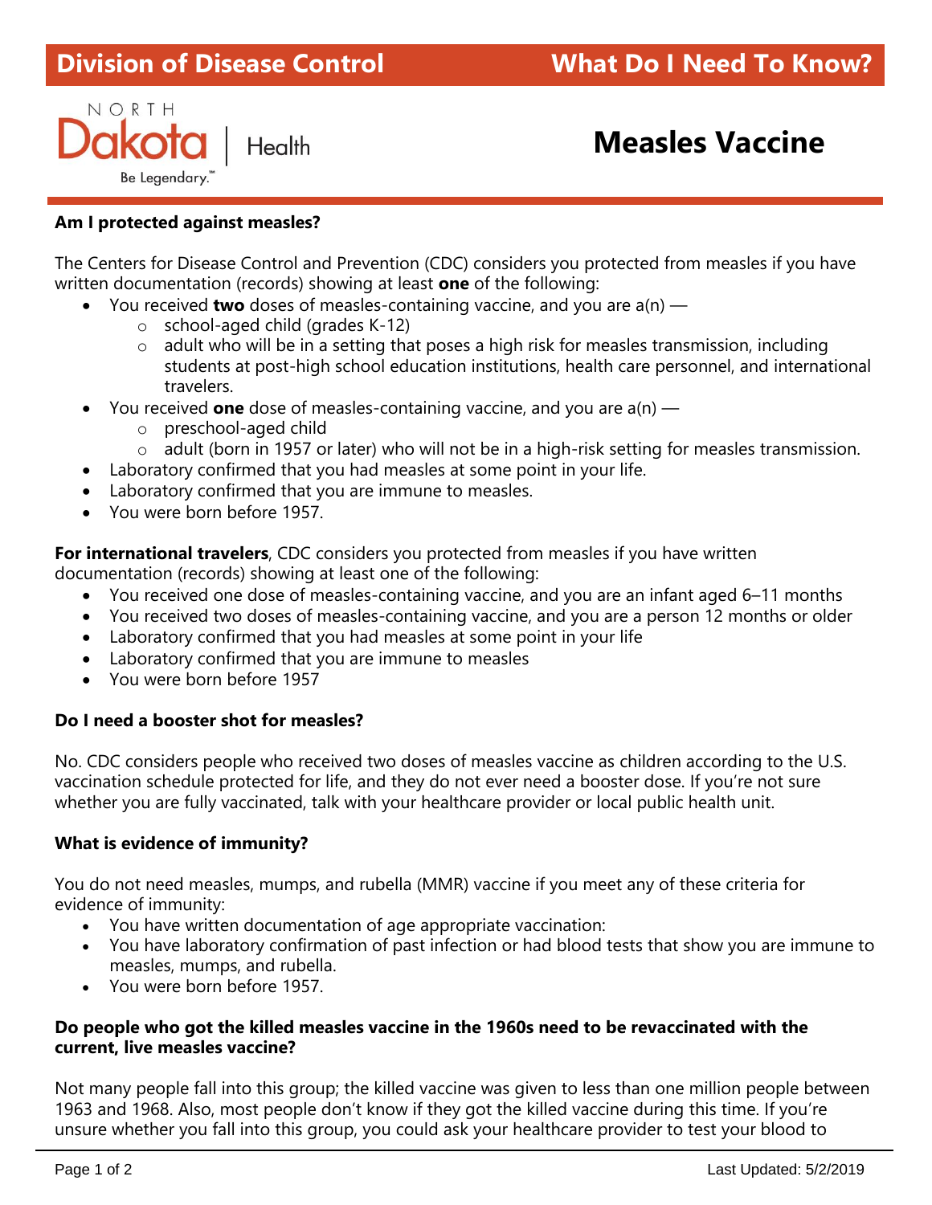Division of Disease Control | What Do I Need To Know?

NORTH Dakota | Health
Be Legendary.™

# Measles Vaccine

**Am I protected against measles?**

The Centers for Disease Control and Prevention (CDC) considers you protected from measles if you have written documentation (records) showing at least **one** of the following:

- You received **two** doses of measles-containing vaccine, and you are a(n) —
  - school-aged child (grades K-12)
  - adult who will be in a setting that poses a high risk for measles transmission, including students at post-high school education institutions, health care personnel, and international travelers.
- You received **one** dose of measles-containing vaccine, and you are a(n) —
  - preschool-aged child
  - adult (born in 1957 or later) who will not be in a high-risk setting for measles transmission.
- Laboratory confirmed that you had measles at some point in your life.
- Laboratory confirmed that you are immune to measles.
- You were born before 1957.

**For international travelers**, CDC considers you protected from measles if you have written documentation (records) showing at least one of the following:

- You received one dose of measles-containing vaccine, and you are an infant aged 6–11 months
- You received two doses of measles-containing vaccine, and you are a person 12 months or older
- Laboratory confirmed that you had measles at some point in your life
- Laboratory confirmed that you are immune to measles
- You were born before 1957

**Do I need a booster shot for measles?**

No. CDC considers people who received two doses of measles vaccine as children according to the U.S. vaccination schedule protected for life, and they do not ever need a booster dose. If you're not sure whether you are fully vaccinated, talk with your healthcare provider or local public health unit.

**What is evidence of immunity?**

You do not need measles, mumps, and rubella (MMR) vaccine if you meet any of these criteria for evidence of immunity:

- You have written documentation of age appropriate vaccination:
- You have laboratory confirmation of past infection or had blood tests that show you are immune to measles, mumps, and rubella.
- You were born before 1957.

**Do people who got the killed measles vaccine in the 1960s need to be revaccinated with the current, live measles vaccine?**

Not many people fall into this group; the killed vaccine was given to less than one million people between 1963 and 1968. Also, most people don't know if they got the killed vaccine during this time. If you're unsure whether you fall into this group, you could ask your healthcare provider to test your blood to

Last Updated: 5/2/2019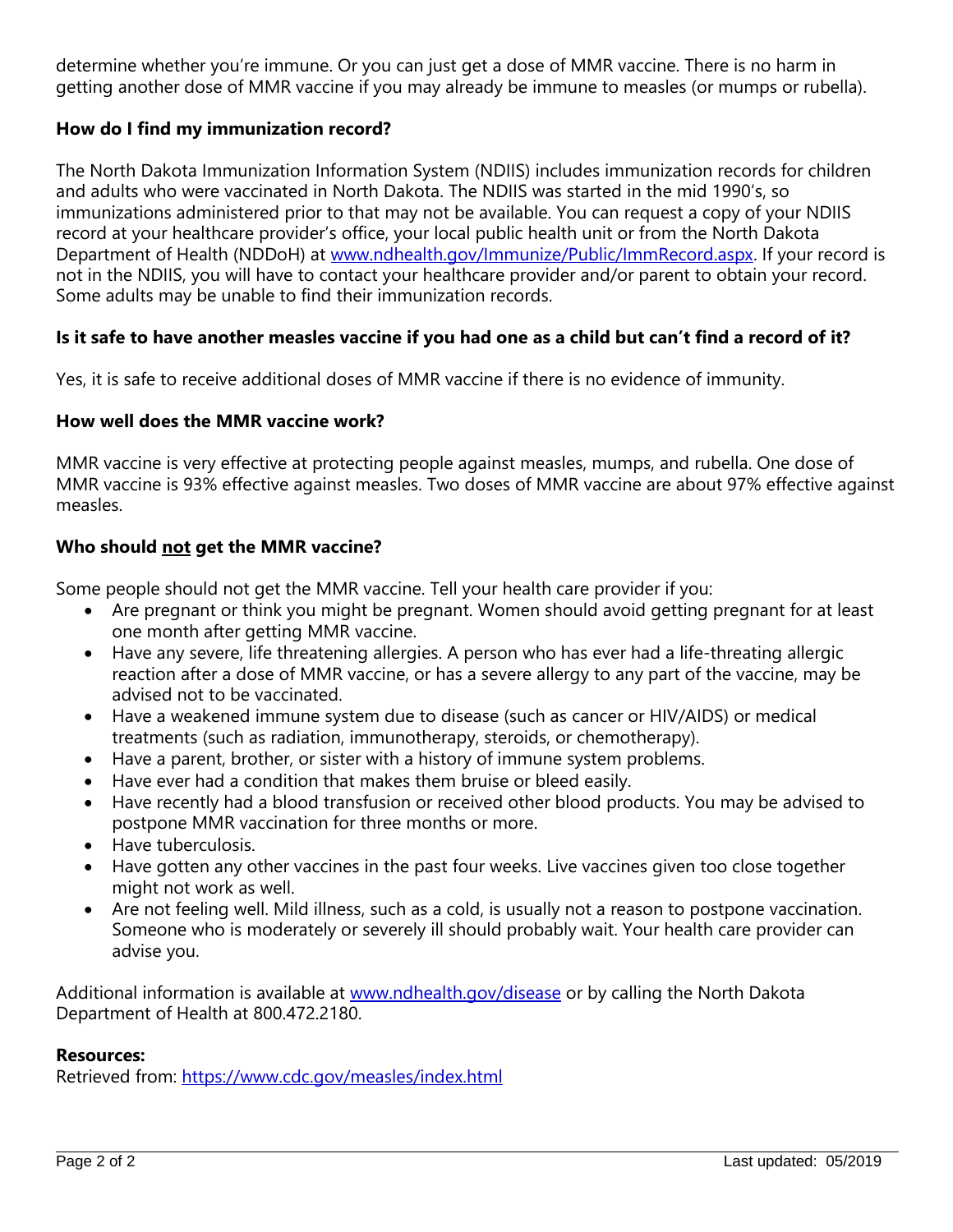determine whether you're immune. Or you can just get a dose of MMR vaccine. There is no harm in getting another dose of MMR vaccine if you may already be immune to measles (or mumps or rubella).

### How do I find my immunization record?

The North Dakota Immunization Information System (NDIIS) includes immunization records for children and adults who were vaccinated in North Dakota. The NDIIS was started in the mid 1990's, so immunizations administered prior to that may not be available. You can request a copy of your NDIIS record at your healthcare provider's office, your local public health unit or from the North Dakota Department of Health (NDDoH) at www.ndhealth.gov/Immunize/Public/ImmRecord.aspx. If your record is not in the NDIIS, you will have to contact your healthcare provider and/or parent to obtain your record. Some adults may be unable to find their immunization records.

### Is it safe to have another measles vaccine if you had one as a child but can't find a record of it?

Yes, it is safe to receive additional doses of MMR vaccine if there is no evidence of immunity.

### How well does the MMR vaccine work?

MMR vaccine is very effective at protecting people against measles, mumps, and rubella. One dose of MMR vaccine is 93% effective against measles. Two doses of MMR vaccine are about 97% effective against measles.

### Who should <u>not</u> get the MMR vaccine?

Some people should not get the MMR vaccine. Tell your health care provider if you:

- Are pregnant or think you might be pregnant. Women should avoid getting pregnant for at least one month after getting MMR vaccine.
- Have any severe, life threatening allergies. A person who has ever had a life-threating allergic reaction after a dose of MMR vaccine, or has a severe allergy to any part of the vaccine, may be advised not to be vaccinated.
- Have a weakened immune system due to disease (such as cancer or HIV/AIDS) or medical treatments (such as radiation, immunotherapy, steroids, or chemotherapy).
- Have a parent, brother, or sister with a history of immune system problems.
- Have ever had a condition that makes them bruise or bleed easily.
- Have recently had a blood transfusion or received other blood products. You may be advised to postpone MMR vaccination for three months or more.
- Have tuberculosis.
- Have gotten any other vaccines in the past four weeks. Live vaccines given too close together might not work as well.
- Are not feeling well. Mild illness, such as a cold, is usually not a reason to postpone vaccination. Someone who is moderately or severely ill should probably wait. Your health care provider can advise you.

Additional information is available at www.ndhealth.gov/disease or by calling the North Dakota Department of Health at 800.472.2180.

**Resources:**
Retrieved from: https://www.cdc.gov/measles/index.html

Last updated: 05/2019